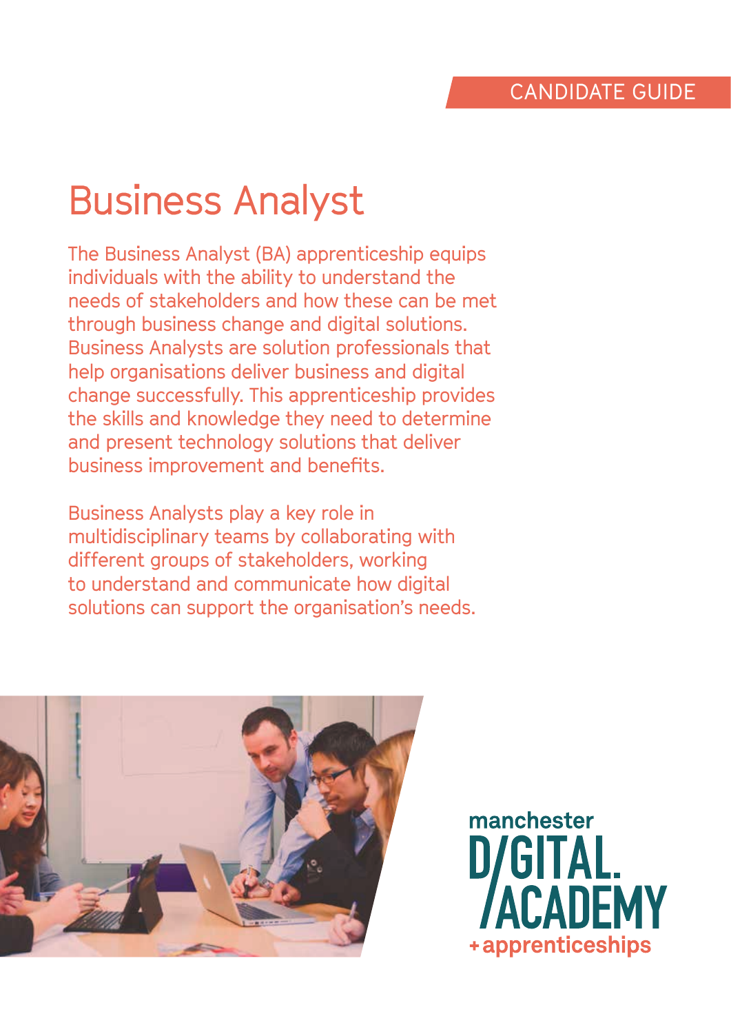CANDIDATE GUIDE

# Business Analyst

The Business Analyst (BA) apprenticeship equips individuals with the ability to understand the needs of stakeholders and how these can be met through business change and digital solutions. Business Analysts are solution professionals that help organisations deliver business and digital change successfully. This apprenticeship provides the skills and knowledge they need to determine and present technology solutions that deliver business improvement and benefits.

Business Analysts play a key role in multidisciplinary teams by collaborating with different groups of stakeholders, working to understand and communicate how digital solutions can support the organisation's needs.

manchester DIGITAL ACADEMY + apprenticeships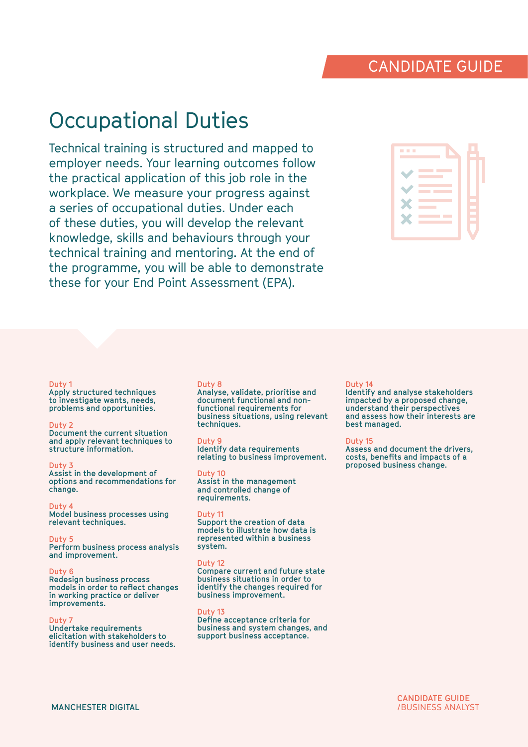# Occupational Duties

Technical training is structured and mapped to employer needs. Your learning outcomes follow the practical application of this job role in the workplace. We measure your progress against a series of occupational duties. Under each of these duties, you will develop the relevant knowledge, skills and behaviours through your technical training and mentoring. At the end of the programme, you will be able to demonstrate these for your End Point Assessment (EPA).

**Duty 1**
Apply structured techniques to investigate wants, needs, problems and opportunities.

**Duty 2**
Document the current situation and apply relevant techniques to structure information.

**Duty 3**
Assist in the development of options and recommendations for change.

**Duty 4**
Model business processes using relevant techniques.

**Duty 5**
Perform business process analysis and improvement.

**Duty 6**
Redesign business process models in order to reflect changes in working practice or deliver improvements.

**Duty 7**
Undertake requirements elicitation with stakeholders to identify business and user needs.

**Duty 8**
Analyse, validate, prioritise and document functional and non-functional requirements for business situations, using relevant techniques.

**Duty 9**
Identify data requirements relating to business improvement.

**Duty 10**
Assist in the management and controlled change of requirements.

**Duty 11**
Support the creation of data models to illustrate how data is represented within a business system.

**Duty 12**
Compare current and future state business situations in order to identify the changes required for business improvement.

**Duty 13**
Define acceptance criteria for business and system changes, and support business acceptance.

**Duty 14**
Identify and analyse stakeholders impacted by a proposed change, understand their perspectives and assess how their interests are best managed.

**Duty 15**
Assess and document the drivers, costs, benefits and impacts of a proposed business change.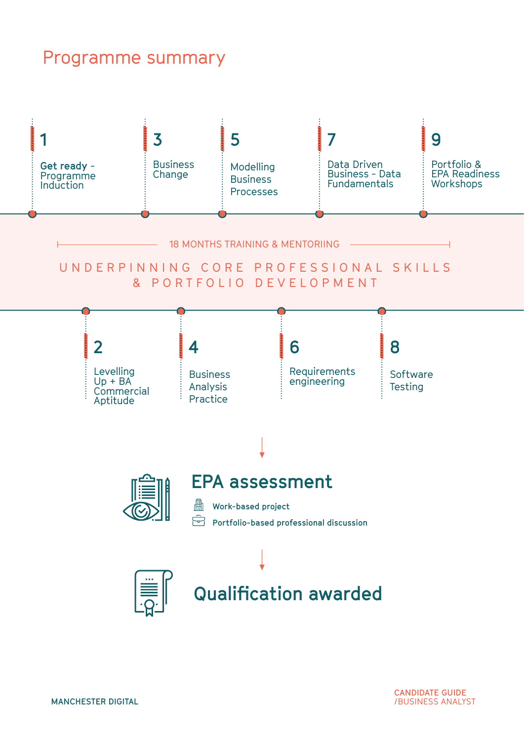# Programme summary

1. **Get ready** - Programme Induction
2. Levelling Up + BA Commercial Aptitude
3. Business Change
4. Business Analysis Practice
5. Modelling Business Processes
6. Requirements engineering
7. Data Driven Business - Data Fundamentals
8. Software Testing
9. Portfolio & EPA Readiness Workshops

18 MONTHS TRAINING & MENTORIING

UNDERPINNING CORE PROFESSIONAL SKILLS & PORTFOLIO DEVELOPMENT

## EPA assessment

- Work-based project
- Portfolio-based professional discussion

## Qualification awarded

MANCHESTER DIGITAL

CANDIDATE GUIDE /BUSINESS ANALYST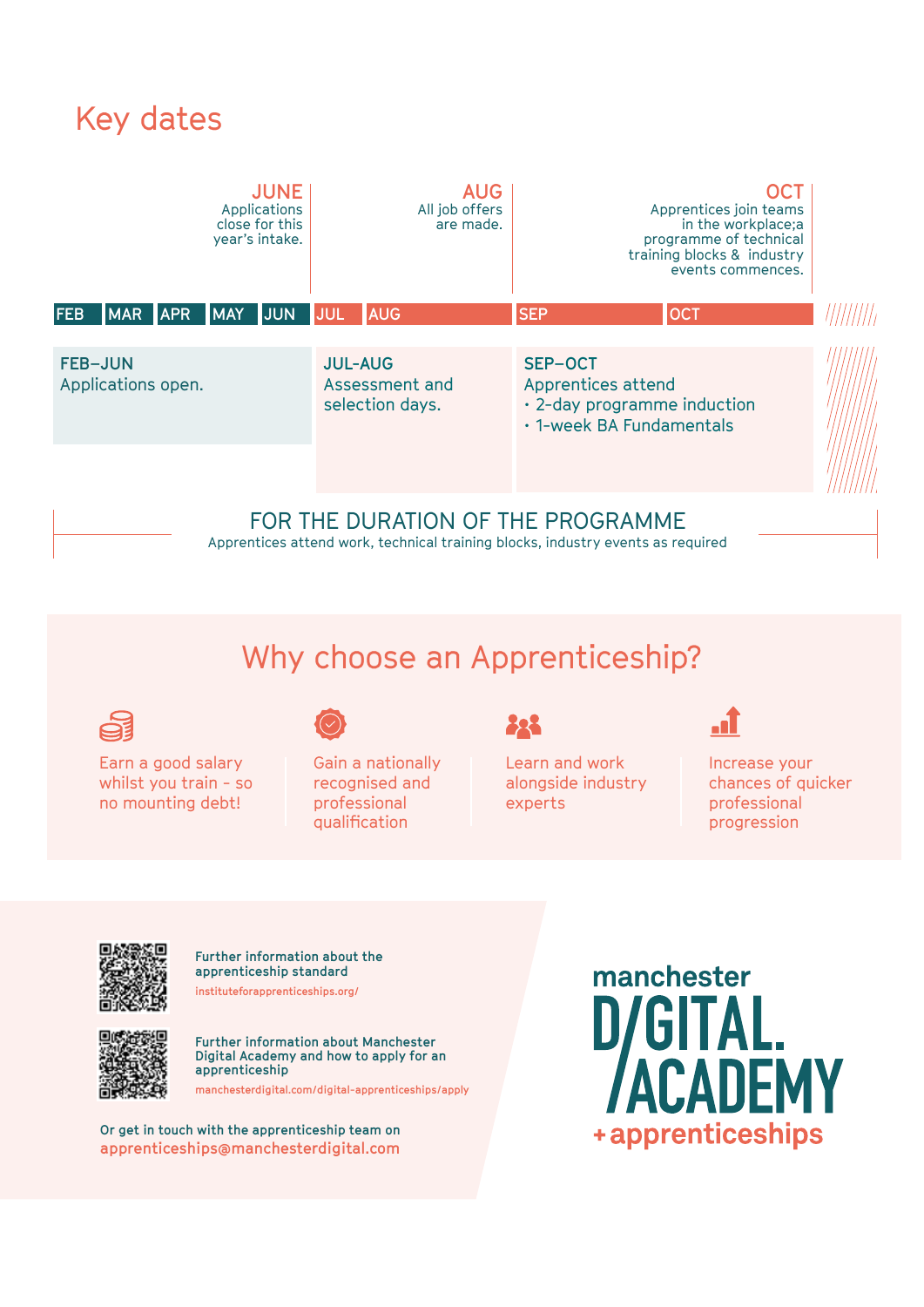# Key dates

**JUNE**
Applications close for this year's intake.

**AUG**
All job offers are made.

**OCT**
Apprentices join teams in the workplace;a programme of technical training blocks & industry events commences.

FEB MAR APR MAY JUN JUL AUG SEP OCT

**FEB–JUN**
Applications open.

**JUL-AUG**
Assessment and selection days.

**SEP–OCT**
Apprentices attend
- 2-day programme induction
- 1-week BA Fundamentals

## FOR THE DURATION OF THE PROGRAMME

Apprentices attend work, technical training blocks, industry events as required

## Why choose an Apprenticeship?

- Earn a good salary whilst you train - so no mounting debt!
- Gain a nationally recognised and professional qualification
- Learn and work alongside industry experts
- Increase your chances of quicker professional progression

**Further information about the apprenticeship standard**
instituteforapprenticeships.org/

**Further information about Manchester Digital Academy and how to apply for an apprenticeship**
manchesterdigital.com/digital-apprenticeships/apply

Or get in touch with the apprenticeship team on
apprenticeships@manchesterdigital.com

manchester D/GITAL /ACADEMY + apprenticeships